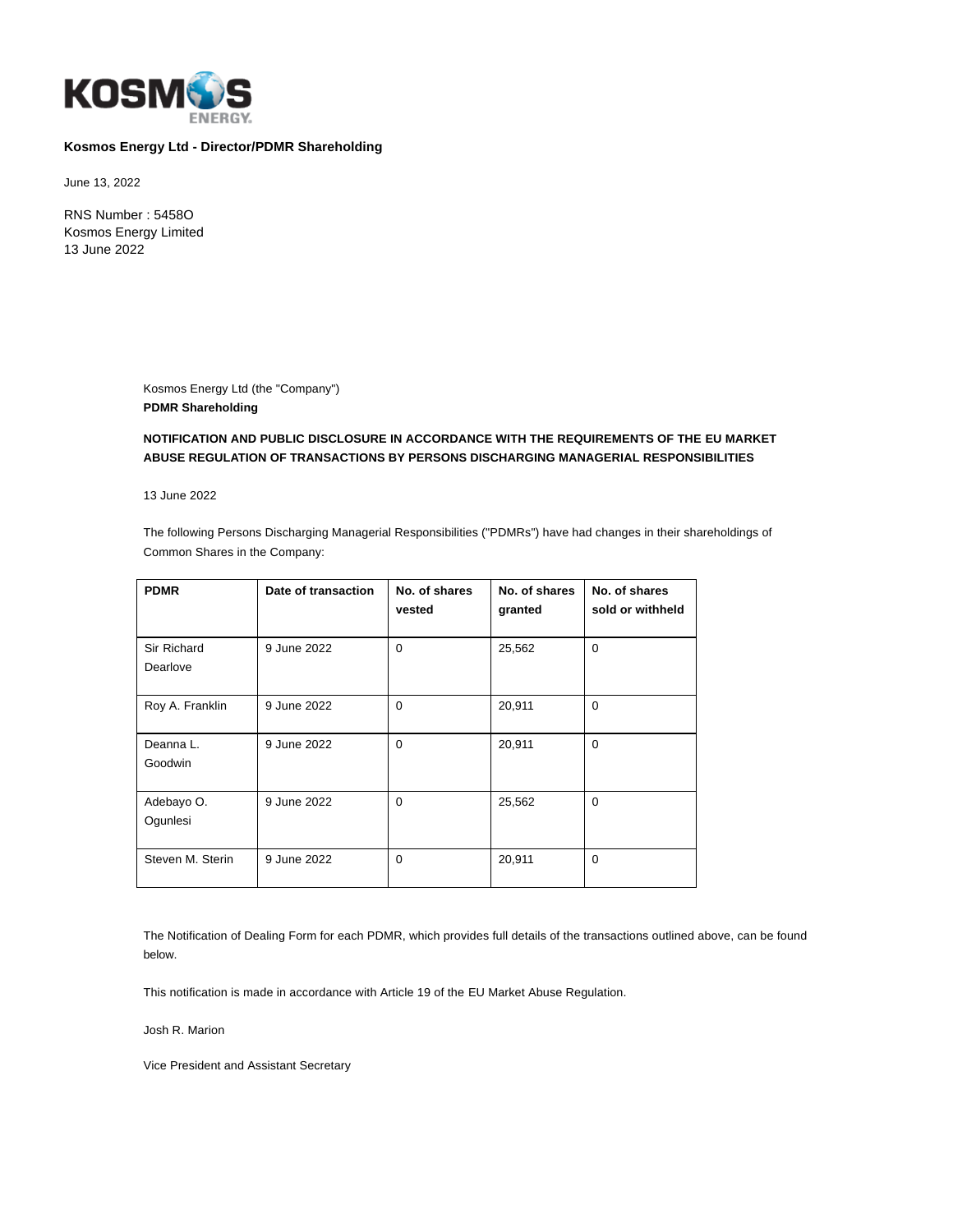**Kosmos Energy Ltd - Director/PDMR Shareholding**

June 13, 2022

RNS Number : 5458O
Kosmos Energy Limited
13 June 2022

Kosmos Energy Ltd (the "Company")
**PDMR Shareholding**

**NOTIFICATION AND PUBLIC DISCLOSURE IN ACCORDANCE WITH THE REQUIREMENTS OF THE EU MARKET ABUSE REGULATION OF TRANSACTIONS BY PERSONS DISCHARGING MANAGERIAL RESPONSIBILITIES**

13 June 2022

The following Persons Discharging Managerial Responsibilities ("PDMRs") have had changes in their shareholdings of Common Shares in the Company:

| PDMR | Date of transaction | No. of shares vested | No. of shares granted | No. of shares sold or withheld |
|---|---|---|---|---|
| Sir Richard Dearlove | 9 June 2022 | 0 | 25,562 | 0 |
| Roy A. Franklin | 9 June 2022 | 0 | 20,911 | 0 |
| Deanna L. Goodwin | 9 June 2022 | 0 | 20,911 | 0 |
| Adebayo O. Ogunlesi | 9 June 2022 | 0 | 25,562 | 0 |
| Steven M. Sterin | 9 June 2022 | 0 | 20,911 | 0 |

The Notification of Dealing Form for each PDMR, which provides full details of the transactions outlined above, can be found below.

This notification is made in accordance with Article 19 of the EU Market Abuse Regulation.

Josh R. Marion

Vice President and Assistant Secretary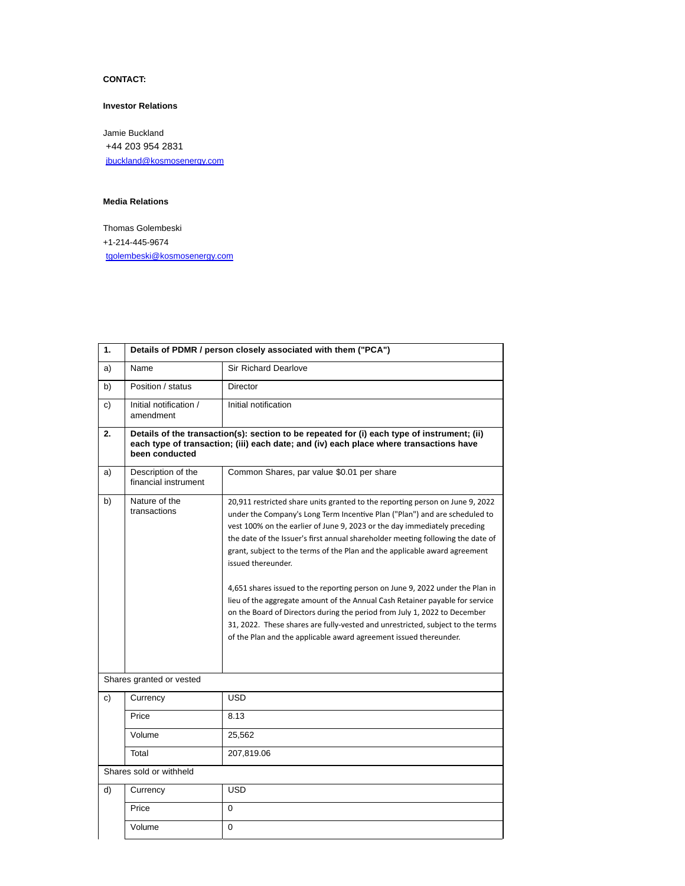**CONTACT:**

**Investor Relations**

Jamie Buckland
+44 203 954 2831
jbuckland@kosmosenergy.com

**Media Relations**

Thomas Golembeski
+1-214-445-9674
tgolembeski@kosmosenergy.com

| 1. | Details of PDMR / person closely associated with them ("PCA") | |
|---|---|---|
| a) | Name | Sir Richard Dearlove |
| b) | Position / status | Director |
| c) | Initial notification / amendment | Initial notification |
| 2. | Details of the transaction(s): section to be repeated for (i) each type of instrument; (ii) each type of transaction; (iii) each date; and (iv) each place where transactions have been conducted | |
| a) | Description of the financial instrument | Common Shares, par value $0.01 per share |
| b) | Nature of the transactions | 20,911 restricted share units granted to the reporting person on June 9, 2022 under the Company's Long Term Incentive Plan ("Plan") and are scheduled to vest 100% on the earlier of June 9, 2023 or the day immediately preceding the date of the Issuer's first annual shareholder meeting following the date of grant, subject to the terms of the Plan and the applicable award agreement issued thereunder.<br><br>4,651 shares issued to the reporting person on June 9, 2022 under the Plan in lieu of the aggregate amount of the Annual Cash Retainer payable for service on the Board of Directors during the period from July 1, 2022 to December 31, 2022. These shares are fully-vested and unrestricted, subject to the terms of the Plan and the applicable award agreement issued thereunder. |
| Shares granted or vested | | |
| c) | Currency | USD |
| | Price | 8.13 |
| | Volume | 25,562 |
| | Total | 207,819.06 |
| Shares sold or withheld | | |
| d) | Currency | USD |
| | Price | 0 |
| | Volume | 0 |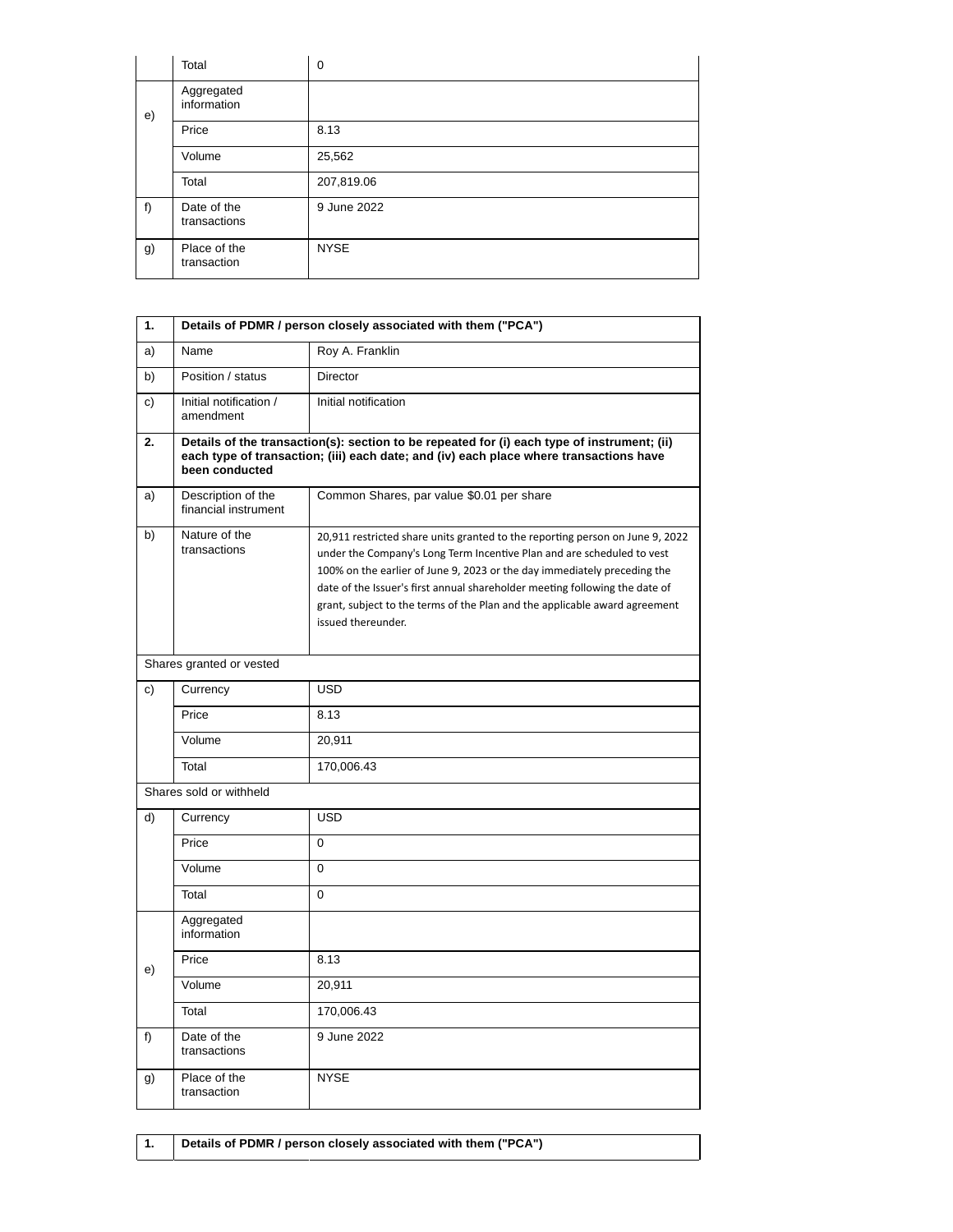| | | |
|---|---|---|
| | Total | 0 |
| e) | Aggregated information | |
| | Price | 8.13 |
| | Volume | 25,562 |
| | Total | 207,819.06 |
| f) | Date of the transactions | 9 June 2022 |
| g) | Place of the transaction | NYSE |

| 1. | Details of PDMR / person closely associated with them ("PCA") | |
|---|---|---|
| a) | Name | Roy A. Franklin |
| b) | Position / status | Director |
| c) | Initial notification / amendment | Initial notification |
| **2.** | **Details of the transaction(s): section to be repeated for (i) each type of instrument; (ii) each type of transaction; (iii) each date; and (iv) each place where transactions have been conducted** | |
| a) | Description of the financial instrument | Common Shares, par value $0.01 per share |
| b) | Nature of the transactions | 20,911 restricted share units granted to the reporting person on June 9, 2022 under the Company's Long Term Incentive Plan and are scheduled to vest 100% on the earlier of June 9, 2023 or the day immediately preceding the date of the Issuer's first annual shareholder meeting following the date of grant, subject to the terms of the Plan and the applicable award agreement issued thereunder. |
| Shares granted or vested | | |
| c) | Currency | USD |
| | Price | 8.13 |
| | Volume | 20,911 |
| | Total | 170,006.43 |
| Shares sold or withheld | | |
| d) | Currency | USD |
| | Price | 0 |
| | Volume | 0 |
| | Total | 0 |
| e) | Aggregated information | |
| | Price | 8.13 |
| | Volume | 20,911 |
| | Total | 170,006.43 |
| f) | Date of the transactions | 9 June 2022 |
| g) | Place of the transaction | NYSE |

| 1. | Details of PDMR / person closely associated with them ("PCA") |
|---|---|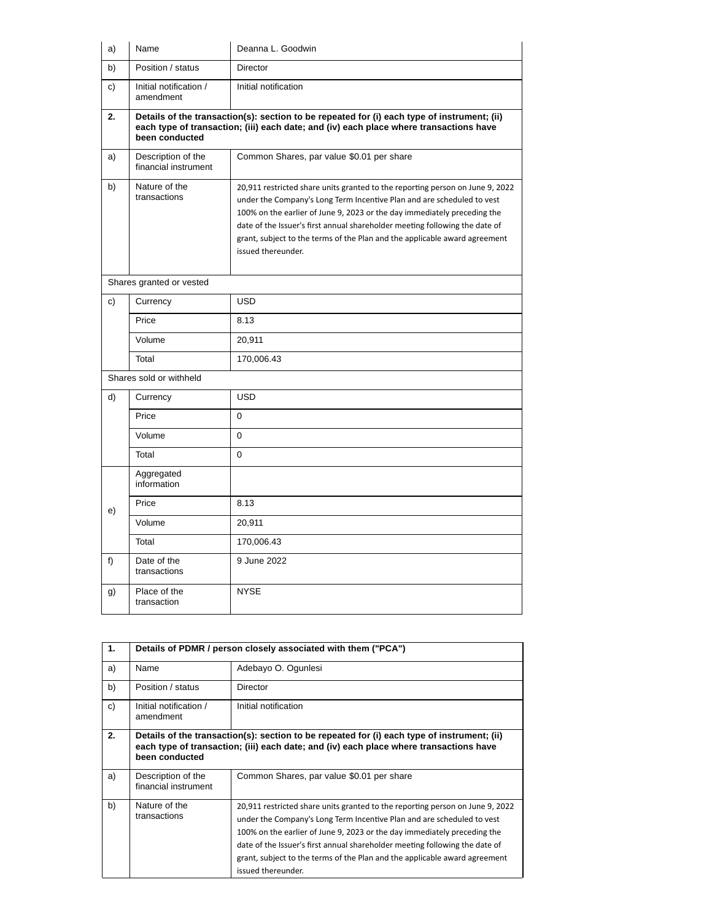| a) | Name | Deanna L. Goodwin |
|---|---|---|
| b) | Position / status | Director |
| c) | Initial notification / amendment | Initial notification |
| **2.** | **Details of the transaction(s): section to be repeated for (i) each type of instrument; (ii) each type of transaction; (iii) each date; and (iv) each place where transactions have been conducted** | |
| a) | Description of the financial instrument | Common Shares, par value $0.01 per share |
| b) | Nature of the transactions | 20,911 restricted share units granted to the reporting person on June 9, 2022 under the Company's Long Term Incentive Plan and are scheduled to vest 100% on the earlier of June 9, 2023 or the day immediately preceding the date of the Issuer's first annual shareholder meeting following the date of grant, subject to the terms of the Plan and the applicable award agreement issued thereunder. |
| Shares granted or vested | | |
| c) | Currency | USD |
| | Price | 8.13 |
| | Volume | 20,911 |
| | Total | 170,006.43 |
| Shares sold or withheld | | |
| d) | Currency | USD |
| | Price | 0 |
| | Volume | 0 |
| | Total | 0 |
| e) | Aggregated information | |
| | Price | 8.13 |
| | Volume | 20,911 |
| | Total | 170,006.43 |
| f) | Date of the transactions | 9 June 2022 |
| g) | Place of the transaction | NYSE |

| **1.** | **Details of PDMR / person closely associated with them ("PCA")** | |
|---|---|---|
| a) | Name | Adebayo O. Ogunlesi |
| b) | Position / status | Director |
| c) | Initial notification / amendment | Initial notification |
| **2.** | **Details of the transaction(s): section to be repeated for (i) each type of instrument; (ii) each type of transaction; (iii) each date; and (iv) each place where transactions have been conducted** | |
| a) | Description of the financial instrument | Common Shares, par value $0.01 per share |
| b) | Nature of the transactions | 20,911 restricted share units granted to the reporting person on June 9, 2022 under the Company's Long Term Incentive Plan and are scheduled to vest 100% on the earlier of June 9, 2023 or the day immediately preceding the date of the Issuer's first annual shareholder meeting following the date of grant, subject to the terms of the Plan and the applicable award agreement issued thereunder. |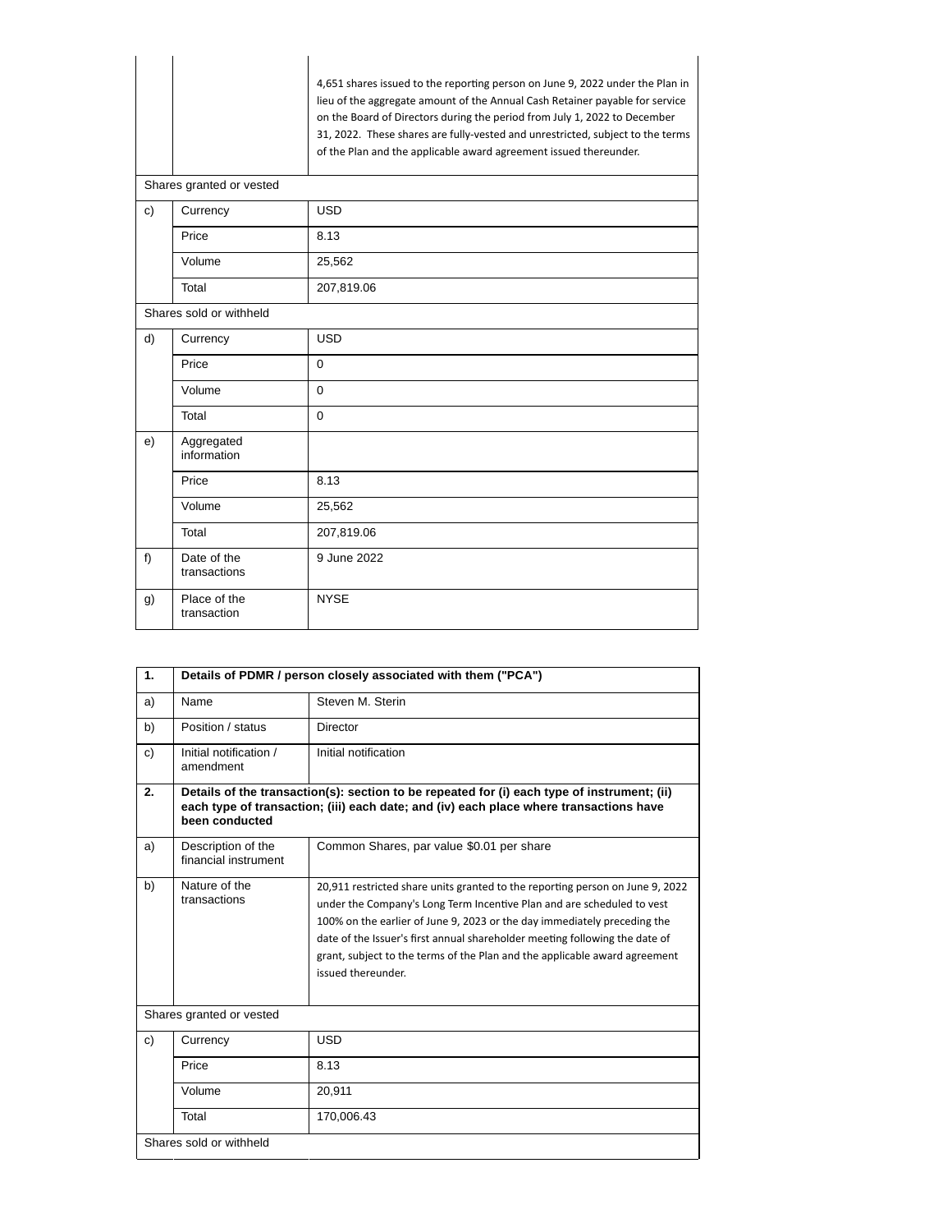| | | |
|---|---|---|
| | | 4,651 shares issued to the reporting person on June 9, 2022 under the Plan in lieu of the aggregate amount of the Annual Cash Retainer payable for service on the Board of Directors during the period from July 1, 2022 to December 31, 2022. These shares are fully-vested and unrestricted, subject to the terms of the Plan and the applicable award agreement issued thereunder. |
| Shares granted or vested | | |
| c) | Currency | USD |
| | Price | 8.13 |
| | Volume | 25,562 |
| | Total | 207,819.06 |
| Shares sold or withheld | | |
| d) | Currency | USD |
| | Price | 0 |
| | Volume | 0 |
| | Total | 0 |
| e) | Aggregated information | |
| | Price | 8.13 |
| | Volume | 25,562 |
| | Total | 207,819.06 |
| f) | Date of the transactions | 9 June 2022 |
| g) | Place of the transaction | NYSE |

| 1. | Details of PDMR / person closely associated with them ("PCA") | |
|---|---|---|
| a) | Name | Steven M. Sterin |
| b) | Position / status | Director |
| c) | Initial notification / amendment | Initial notification |
| 2. | Details of the transaction(s): section to be repeated for (i) each type of instrument; (ii) each type of transaction; (iii) each date; and (iv) each place where transactions have been conducted | |
| a) | Description of the financial instrument | Common Shares, par value $0.01 per share |
| b) | Nature of the transactions | 20,911 restricted share units granted to the reporting person on June 9, 2022 under the Company's Long Term Incentive Plan and are scheduled to vest 100% on the earlier of June 9, 2023 or the day immediately preceding the date of the Issuer's first annual shareholder meeting following the date of grant, subject to the terms of the Plan and the applicable award agreement issued thereunder. |
| Shares granted or vested | | |
| c) | Currency | USD |
| | Price | 8.13 |
| | Volume | 20,911 |
| | Total | 170,006.43 |
| Shares sold or withheld | | |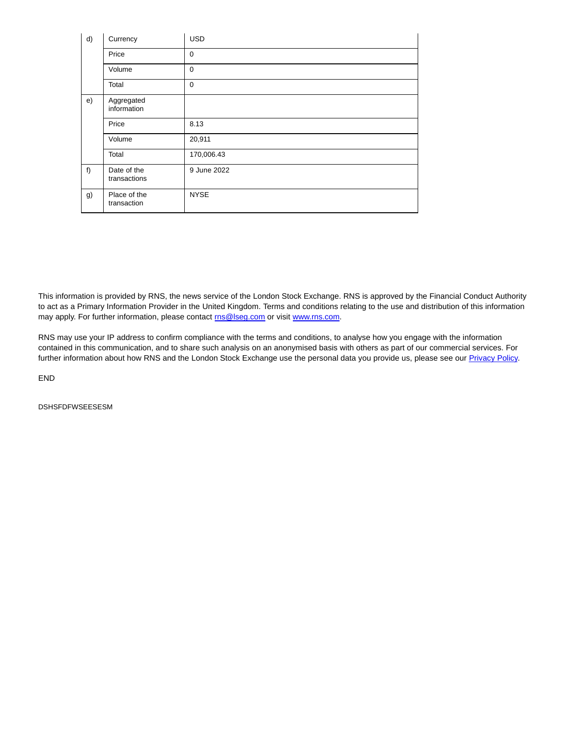| | | |
|---|---|---|
| d) | Currency | USD |
| | Price | 0 |
| | Volume | 0 |
| | Total | 0 |
| e) | Aggregated information | |
| | Price | 8.13 |
| | Volume | 20,911 |
| | Total | 170,006.43 |
| f) | Date of the transactions | 9 June 2022 |
| g) | Place of the transaction | NYSE |

This information is provided by RNS, the news service of the London Stock Exchange. RNS is approved by the Financial Conduct Authority to act as a Primary Information Provider in the United Kingdom. Terms and conditions relating to the use and distribution of this information may apply. For further information, please contact rns@lseg.com or visit www.rns.com.

RNS may use your IP address to confirm compliance with the terms and conditions, to analyse how you engage with the information contained in this communication, and to share such analysis on an anonymised basis with others as part of our commercial services. For further information about how RNS and the London Stock Exchange use the personal data you provide us, please see our Privacy Policy.

END

DSHSFDFWSEESESM